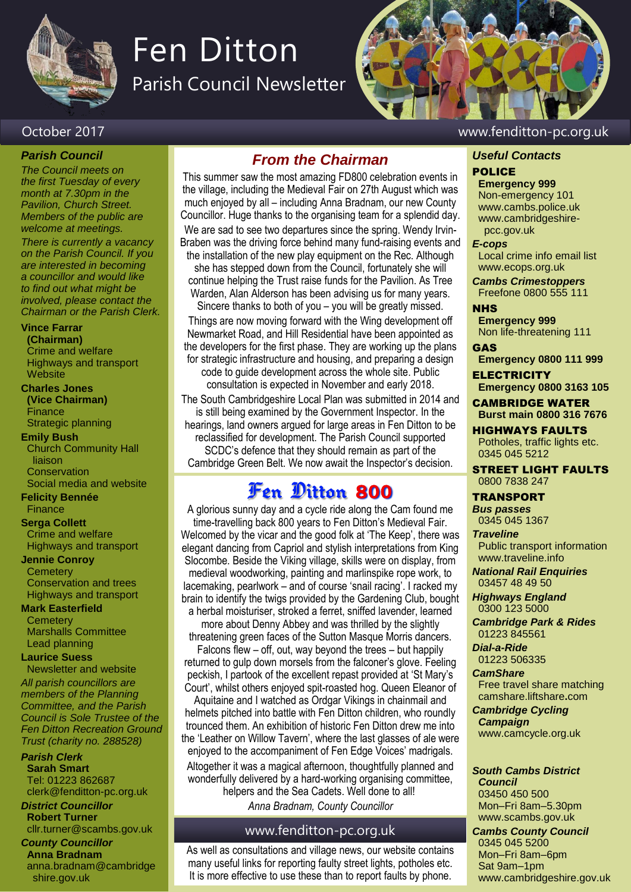# Fen Ditton

## Parish Council Newsletter

October 2017 — www.fenditton-pc.org.uk

### *Parish Council*

*The Council meets on the first Tuesday of every month at 7.30pm in the Pavilion, Church Street. Members of the public are welcome at meetings.*

*There is currently a vacancy on the Parish Council. If you are interested in becoming a councillor and would like to find out what might be involved, please contact the Chairman or the Parish Clerk.*

**Vince Farrar (Chairman)**
Crime and welfare
Highways and transport
Website

**Charles Jones (Vice Chairman)**
Finance
Strategic planning

**Emily Bush**
Church Community Hall liaison
Conservation
Social media and website

**Felicity Bennée**
Finance

**Serga Collett**
Crime and welfare
Highways and transport

**Jennie Conroy**
Cemetery
Conservation and trees
Highways and transport

**Mark Easterfield**
Cemetery
Marshalls Committee
Lead planning

**Laurice Suess**
Newsletter and website

*All parish councillors are members of the Planning Committee, and the Parish Council is Sole Trustee of the Fen Ditton Recreation Ground Trust (charity no. 288528)*

***Parish Clerk***
**Sarah Smart**
Tel: 01223 862687
clerk@fenditton-pc.org.uk

***District Councillor***
**Robert Turner**
cllr.turner@scambs.gov.uk

***County Councillor***
**Anna Bradnam**
anna.bradnam@cambridgeshire.gov.uk

## *From the Chairman*

This summer saw the most amazing FD800 celebration events in the village, including the Medieval Fair on 27th August which was much enjoyed by all – including Anna Bradnam, our new County Councillor. Huge thanks to the organising team for a splendid day.

We are sad to see two departures since the spring. Wendy Irvin-Braben was the driving force behind many fund-raising events and the installation of the new play equipment on the Rec. Although she has stepped down from the Council, fortunately she will continue helping the Trust raise funds for the Pavilion. As Tree Warden, Alan Alderson has been advising us for many years. Sincere thanks to both of you – you will be greatly missed.

Things are now moving forward with the Wing development off Newmarket Road, and Hill Residential have been appointed as the developers for the first phase. They are working up the plans for strategic infrastructure and housing, and preparing a design code to guide development across the whole site. Public consultation is expected in November and early 2018.

The South Cambridgeshire Local Plan was submitted in 2014 and is still being examined by the Government Inspector. In the hearings, land owners argued for large areas in Fen Ditton to be reclassified for development. The Parish Council supported SCDC's defence that they should remain as part of the Cambridge Green Belt. We now await the Inspector's decision.

## Fen Ditton 800

A glorious sunny day and a cycle ride along the Cam found me time-travelling back 800 years to Fen Ditton's Medieval Fair. Welcomed by the vicar and the good folk at 'The Keep', there was elegant dancing from Capriol and stylish interpretations from King Slocombe. Beside the Viking village, skills were on display, from medieval woodworking, painting and marlinspike rope work, to lacemaking, pearlwork – and of course 'snail racing'. I racked my brain to identify the twigs provided by the Gardening Club, bought a herbal moisturiser, stroked a ferret, sniffed lavender, learned more about Denny Abbey and was thrilled by the slightly threatening green faces of the Sutton Masque Morris dancers. Falcons flew – off, out, way beyond the trees – but happily returned to gulp down morsels from the falconer's glove. Feeling peckish, I partook of the excellent repast provided at 'St Mary's Court', whilst others enjoyed spit-roasted hog. Queen Eleanor of Aquitaine and I watched as Ordgar Vikings in chainmail and helmets pitched into battle with Fen Ditton children, who roundly trounced them. An exhibition of historic Fen Ditton drew me into the 'Leather on Willow Tavern', where the last glasses of ale were enjoyed to the accompaniment of Fen Edge Voices' madrigals.

Altogether it was a magical afternoon, thoughtfully planned and wonderfully delivered by a hard-working organising committee, helpers and the Sea Cadets. Well done to all!

*Anna Bradnam, County Councillor*

### www.fenditton-pc.org.uk

As well as consultations and village news, our website contains many useful links for reporting faulty street lights, potholes etc. It is more effective to use these than to report faults by phone.

### *Useful Contacts*

**POLICE**
**Emergency 999**
Non-emergency 101
www.cambs.police.uk
www.cambridgeshire-pcc.gov.uk

***E-cops***
Local crime info email list
www.ecops.org.uk

***Cambs Crimestoppers***
Freefone 0800 555 111

**NHS**
**Emergency 999**
Non life-threatening 111

**GAS**
**Emergency 0800 111 999**

**ELECTRICITY**
**Emergency 0800 3163 105**

**CAMBRIDGE WATER**
**Burst main 0800 316 7676**

**HIGHWAYS FAULTS**
Potholes, traffic lights etc.
0345 045 5212

**STREET LIGHT FAULTS**
0800 7838 247

**TRANSPORT**

***Bus passes***
0345 045 1367

***Traveline***
Public transport information
www.traveline.info

***National Rail Enquiries***
03457 48 49 50

***Highways England***
0300 123 5000

***Cambridge Park & Rides***
01223 845561

***Dial-a-Ride***
01223 506335

***CamShare***
Free travel share matching
camshare.liftshare.com

***Cambridge Cycling Campaign***
www.camcycle.org.uk

***South Cambs District Council***
03450 450 500
Mon–Fri 8am–5.30pm
www.scambs.gov.uk

***Cambs County Council***
0345 045 5200
Mon–Fri 8am–6pm
Sat 9am–1pm
www.cambridgeshire.gov.uk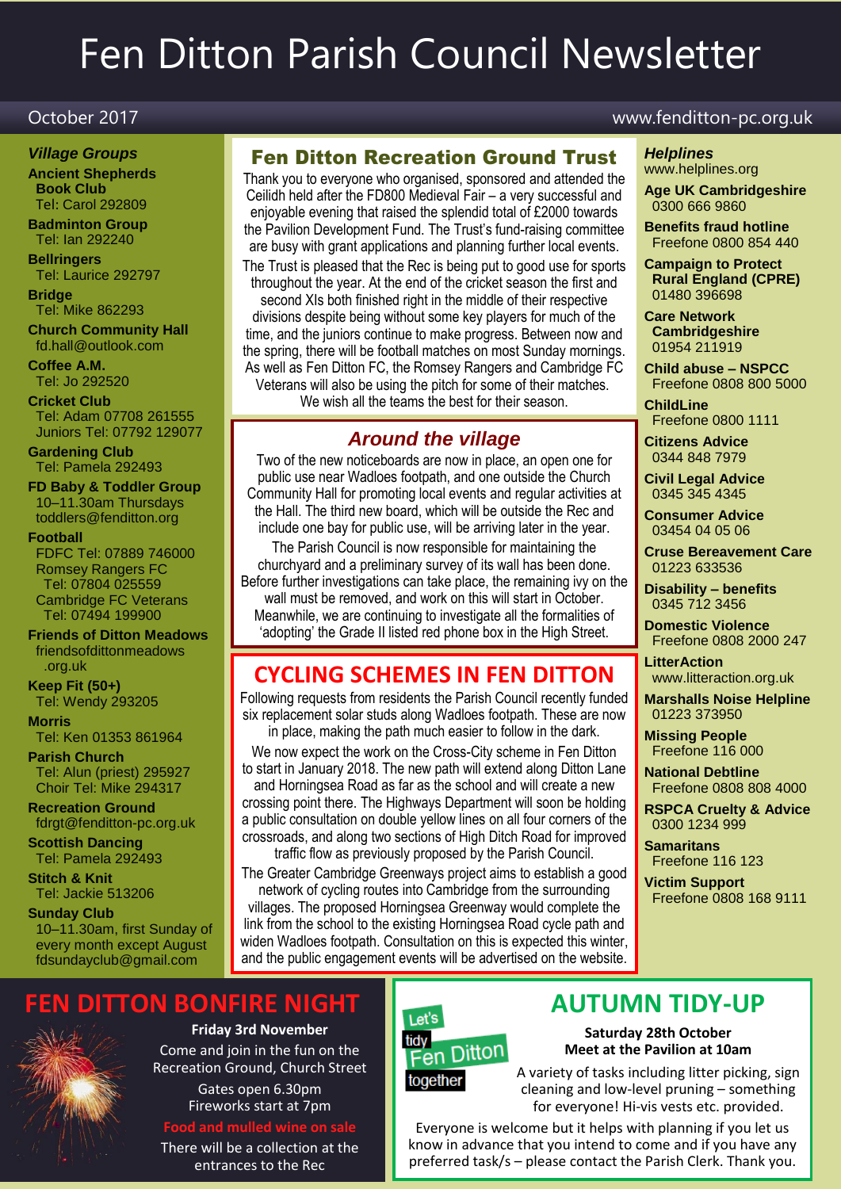# Fen Ditton Parish Council Newsletter

October 2017

www.fenditton-pc.org.uk

### *Village Groups*

**Ancient Shepherds Book Club**
Tel: Carol 292809

**Badminton Group**
Tel: Ian 292240

**Bellringers**
Tel: Laurice 292797

**Bridge**
Tel: Mike 862293

**Church Community Hall**
fd.hall@outlook.com

**Coffee A.M.**
Tel: Jo 292520

**Cricket Club**
Tel: Adam 07708 261555
Juniors Tel: 07792 129077

**Gardening Club**
Tel: Pamela 292493

**FD Baby & Toddler Group**
10–11.30am Thursdays
toddlers@fenditton.org

**Football**
FDFC Tel: 07889 746000
Romsey Rangers FC
Tel: 07804 025559
Cambridge FC Veterans
Tel: 07494 199900

**Friends of Ditton Meadows**
friendsofdittonmeadows.org.uk

**Keep Fit (50+)**
Tel: Wendy 293205

**Morris**
Tel: Ken 01353 861964

**Parish Church**
Tel: Alun (priest) 295927
Choir Tel: Mike 294317

**Recreation Ground**
fdrgt@fenditton-pc.org.uk

**Scottish Dancing**
Tel: Pamela 292493

**Stitch & Knit**
Tel: Jackie 513206

**Sunday Club**
10–11.30am, first Sunday of every month except August
fdsundayclub@gmail.com

## Fen Ditton Recreation Ground Trust

Thank you to everyone who organised, sponsored and attended the Ceilidh held after the FD800 Medieval Fair – a very successful and enjoyable evening that raised the splendid total of £2000 towards the Pavilion Development Fund. The Trust's fund-raising committee are busy with grant applications and planning further local events.

The Trust is pleased that the Rec is being put to good use for sports throughout the year. At the end of the cricket season the first and second XIs both finished right in the middle of their respective divisions despite being without some key players for much of the time, and the juniors continue to make progress. Between now and the spring, there will be football matches on most Sunday mornings. As well as Fen Ditton FC, the Romsey Rangers and Cambridge FC Veterans will also be using the pitch for some of their matches. We wish all the teams the best for their season.

## *Around the village*

Two of the new noticeboards are now in place, an open one for public use near Wadloes footpath, and one outside the Church Community Hall for promoting local events and regular activities at the Hall. The third new board, which will be outside the Rec and include one bay for public use, will be arriving later in the year.

The Parish Council is now responsible for maintaining the churchyard and a preliminary survey of its wall has been done. Before further investigations can take place, the remaining ivy on the wall must be removed, and work on this will start in October. Meanwhile, we are continuing to investigate all the formalities of 'adopting' the Grade II listed red phone box in the High Street.

## CYCLING SCHEMES IN FEN DITTON

Following requests from residents the Parish Council recently funded six replacement solar studs along Wadloes footpath. These are now in place, making the path much easier to follow in the dark.

We now expect the work on the Cross-City scheme in Fen Ditton to start in January 2018. The new path will extend along Ditton Lane and Horningsea Road as far as the school and will create a new crossing point there. The Highways Department will soon be holding a public consultation on double yellow lines on all four corners of the crossroads, and along two sections of High Ditch Road for improved traffic flow as previously proposed by the Parish Council.

The Greater Cambridge Greenways project aims to establish a good network of cycling routes into Cambridge from the surrounding villages. The proposed Horningsea Greenway would complete the link from the school to the existing Horningsea Road cycle path and widen Wadloes footpath. Consultation on this is expected this winter, and the public engagement events will be advertised on the website.

### *Helplines*

www.helplines.org

**Age UK Cambridgeshire**
0300 666 9860

**Benefits fraud hotline**
Freefone 0800 854 440

**Campaign to Protect Rural England (CPRE)**
01480 396698

**Care Network Cambridgeshire**
01954 211919

**Child abuse – NSPCC**
Freefone 0808 800 5000

**ChildLine**
Freefone 0800 1111

**Citizens Advice**
0344 848 7979

**Civil Legal Advice**
0345 345 4345

**Consumer Advice**
03454 04 05 06

**Cruse Bereavement Care**
01223 633536

**Disability – benefits**
0345 712 3456

**Domestic Violence**
Freefone 0808 2000 247

**LitterAction**
www.litteraction.org.uk

**Marshalls Noise Helpline**
01223 373950

**Missing People**
Freefone 116 000

**National Debtline**
Freefone 0808 808 4000

**RSPCA Cruelty & Advice**
0300 1234 999

**Samaritans**
Freefone 116 123

**Victim Support**
Freefone 0808 168 9111

## FEN DITTON BONFIRE NIGHT

**Friday 3rd November**

Come and join in the fun on the Recreation Ground, Church Street

Gates open 6.30pm
Fireworks start at 7pm

**Food and mulled wine on sale**

There will be a collection at the entrances to the Rec

Let's tidy Fen Ditton together

## AUTUMN TIDY-UP

**Saturday 28th October**
**Meet at the Pavilion at 10am**

A variety of tasks including litter picking, sign cleaning and low-level pruning – something for everyone! Hi-vis vests etc. provided.

Everyone is welcome but it helps with planning if you let us know in advance that you intend to come and if you have any preferred task/s – please contact the Parish Clerk. Thank you.